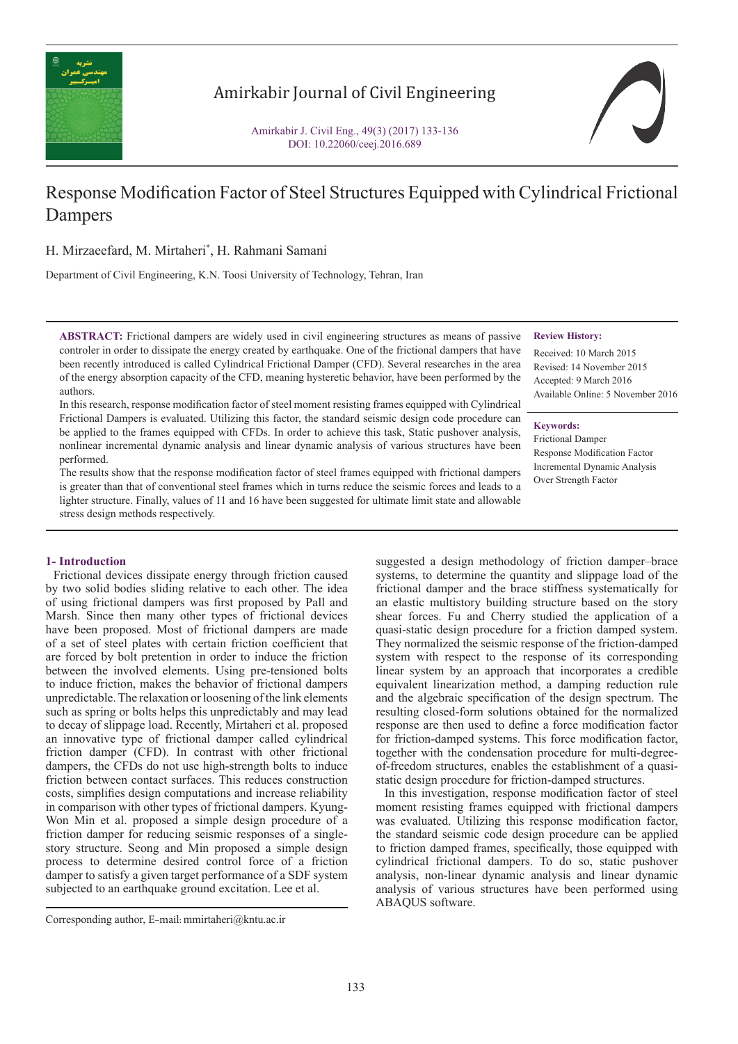# Response Modification Factor of Steel Structures Equipped with Cylindrical Frictional Dampers

H. Mirzaeefard, M. Mirtaheri*, H. Rahmani Samani

Department of Civil Engineering, K.N. Toosi University of Technology, Tehran, Iran

**ABSTRACT:** Frictional dampers are widely used in civil engineering structures as means of passive controler in order to dissipate the energy created by earthquake. One of the frictional dampers that have been recently introduced is called Cylindrical Frictional Damper (CFD). Several researches in the area of the energy absorption capacity of the CFD, meaning hysteretic behavior, have been performed by the authors.

In this research, response modification factor of steel moment resisting frames equipped with Cylindrical Frictional Dampers is evaluated. Utilizing this factor, the standard seismic design code procedure can be applied to the frames equipped with CFDs. In order to achieve this task, Static pushover analysis, nonlinear incremental dynamic analysis and linear dynamic analysis of various structures have been performed.

The results show that the response modification factor of steel frames equipped with frictional dampers is greater than that of conventional steel frames which in turns reduce the seismic forces and leads to a lighter structure. Finally, values of 11 and 16 have been suggested for ultimate limit state and allowable stress design methods respectively.

**Review History:**

Received: 10 March 2015
Revised: 14 November 2015
Accepted: 9 March 2016
Available Online: 5 November 2016

**Keywords:**

Frictional Damper
Response Modification Factor
Incremental Dynamic Analysis
Over Strength Factor

## 1- Introduction

Frictional devices dissipate energy through friction caused by two solid bodies sliding relative to each other. The idea of using frictional dampers was first proposed by Pall and Marsh. Since then many other types of frictional devices have been proposed. Most of frictional dampers are made of a set of steel plates with certain friction coefficient that are forced by bolt pretention in order to induce the friction between the involved elements. Using pre-tensioned bolts to induce friction, makes the behavior of frictional dampers unpredictable. The relaxation or loosening of the link elements such as spring or bolts helps this unpredictably and may lead to decay of slippage load. Recently, Mirtaheri et al. proposed an innovative type of frictional damper called cylindrical friction damper (CFD). In contrast with other frictional dampers, the CFDs do not use high-strength bolts to induce friction between contact surfaces. This reduces construction costs, simplifies design computations and increase reliability in comparison with other types of frictional dampers. Kyung-Won Min et al. proposed a simple design procedure of a friction damper for reducing seismic responses of a single-story structure. Seong and Min proposed a simple design process to determine desired control force of a friction damper to satisfy a given target performance of a SDF system subjected to an earthquake ground excitation. Lee et al. suggested a design methodology of friction damper–brace systems, to determine the quantity and slippage load of the frictional damper and the brace stiffness systematically for an elastic multistory building structure based on the story shear forces. Fu and Cherry studied the application of a quasi-static design procedure for a friction damped system. They normalized the seismic response of the friction-damped system with respect to the response of its corresponding linear system by an approach that incorporates a credible equivalent linearization method, a damping reduction rule and the algebraic specification of the design spectrum. The resulting closed-form solutions obtained for the normalized response are then used to define a force modification factor for friction-damped systems. This force modification factor, together with the condensation procedure for multi-degree-of-freedom structures, enables the establishment of a quasi-static design procedure for friction-damped structures.

In this investigation, response modification factor of steel moment resisting frames equipped with frictional dampers was evaluated. Utilizing this response modification factor, the standard seismic code design procedure can be applied to friction damped frames, specifically, those equipped with cylindrical frictional dampers. To do so, static pushover analysis, non-linear dynamic analysis and linear dynamic analysis of various structures have been performed using ABAQUS software.

Corresponding author, E-mail: mmirtaheri@kntu.ac.ir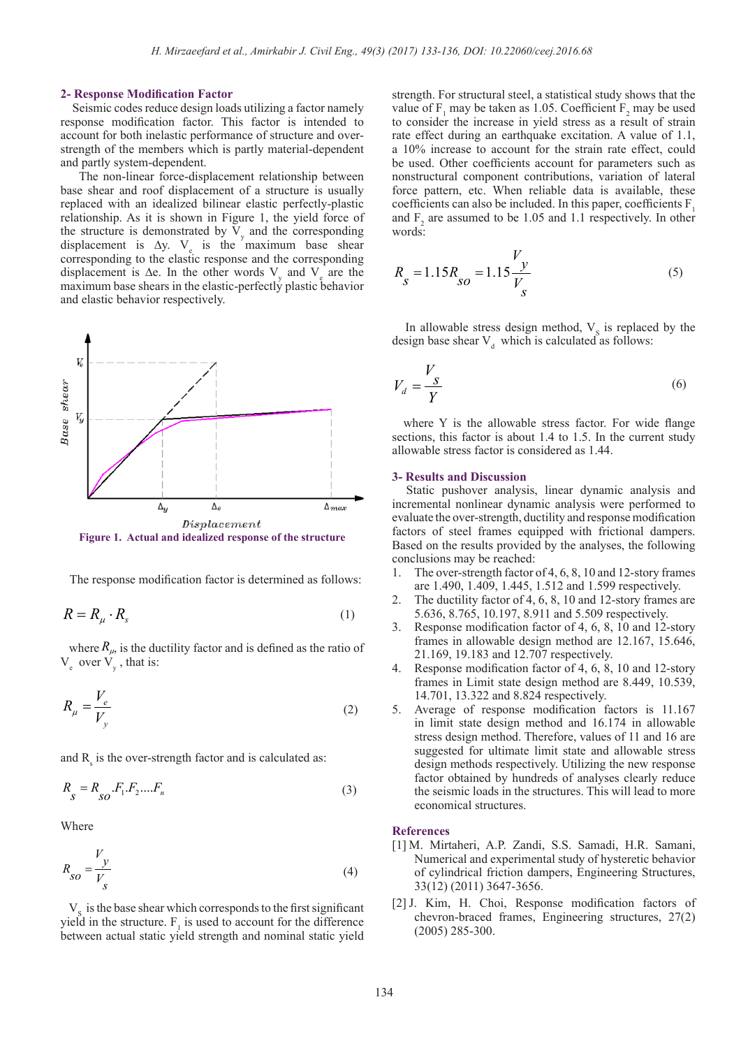## 2- Response Modification Factor

Seismic codes reduce design loads utilizing a factor namely response modification factor. This factor is intended to account for both inelastic performance of structure and over-strength of the members which is partly material-dependent and partly system-dependent.

The non-linear force-displacement relationship between base shear and roof displacement of a structure is usually replaced with an idealized bilinear elastic perfectly-plastic relationship. As it is shown in Figure 1, the yield force of the structure is demonstrated by $V_y$ and the corresponding displacement is $\Delta y$. $V_e$ is the maximum base shear corresponding to the elastic response and the corresponding displacement is $\Delta e$. In the other words $V_y$ and $V_e$ are the maximum base shears in the elastic-perfectly plastic behavior and elastic behavior respectively.

**Figure 1. Actual and idealized response of the structure**

The response modification factor is determined as follows:

$$R = R_{\mu} \cdot R_s \tag{1}$$

where $R_{\mu}$, is the ductility factor and is defined as the ratio of $V_e$ over $V_y$, that is:

$$R_{\mu} = \frac{V_e}{V_y} \tag{2}$$

and $R_s$ is the over-strength factor and is calculated as:

$$R_s = R_{so}.F_1.F_2....F_n \tag{3}$$

Where

$$R_{so} = \frac{V_y}{V_s} \tag{4}$$

$V_S$ is the base shear which corresponds to the first significant yield in the structure. $F_1$ is used to account for the difference between actual static yield strength and nominal static yield strength. For structural steel, a statistical study shows that the value of $F_1$ may be taken as 1.05. Coefficient $F_2$ may be used to consider the increase in yield stress as a result of strain rate effect during an earthquake excitation. A value of 1.1, a 10% increase to account for the strain rate effect, could be used. Other coefficients account for parameters such as nonstructural component contributions, variation of lateral force pattern, etc. When reliable data is available, these coefficients can also be included. In this paper, coefficients $F_1$ and $F_2$ are assumed to be 1.05 and 1.1 respectively. In other words:

$$R_s = 1.15 R_{so} = 1.15 \frac{V_y}{V_s} \tag{5}$$

In allowable stress design method, $V_S$ is replaced by the design base shear $V_d$ which is calculated as follows:

$$V_d = \frac{V_s}{Y} \tag{6}$$

where Y is the allowable stress factor. For wide flange sections, this factor is about 1.4 to 1.5. In the current study allowable stress factor is considered as 1.44.

## 3- Results and Discussion

Static pushover analysis, linear dynamic analysis and incremental nonlinear dynamic analysis were performed to evaluate the over-strength, ductility and response modification factors of steel frames equipped with frictional dampers. Based on the results provided by the analyses, the following conclusions may be reached:

1. The over-strength factor of 4, 6, 8, 10 and 12-story frames are 1.490, 1.409, 1.445, 1.512 and 1.599 respectively.
2. The ductility factor of 4, 6, 8, 10 and 12-story frames are 5.636, 8.765, 10.197, 8.911 and 5.509 respectively.
3. Response modification factor of 4, 6, 8, 10 and 12-story frames in allowable design method are 12.167, 15.646, 21.169, 19.183 and 12.707 respectively.
4. Response modification factor of 4, 6, 8, 10 and 12-story frames in Limit state design method are 8.449, 10.539, 14.701, 13.322 and 8.824 respectively.
5. Average of response modification factors is 11.167 in limit state design method and 16.174 in allowable stress design method. Therefore, values of 11 and 16 are suggested for ultimate limit state and allowable stress design methods respectively. Utilizing the new response factor obtained by hundreds of analyses clearly reduce the seismic loads in the structures. This will lead to more economical structures.

## References

[1] M. Mirtaheri, A.P. Zandi, S.S. Samadi, H.R. Samani, Numerical and experimental study of hysteretic behavior of cylindrical friction dampers, Engineering Structures, 33(12) (2011) 3647-3656.

[2] J. Kim, H. Choi, Response modification factors of chevron-braced frames, Engineering structures, 27(2) (2005) 285-300.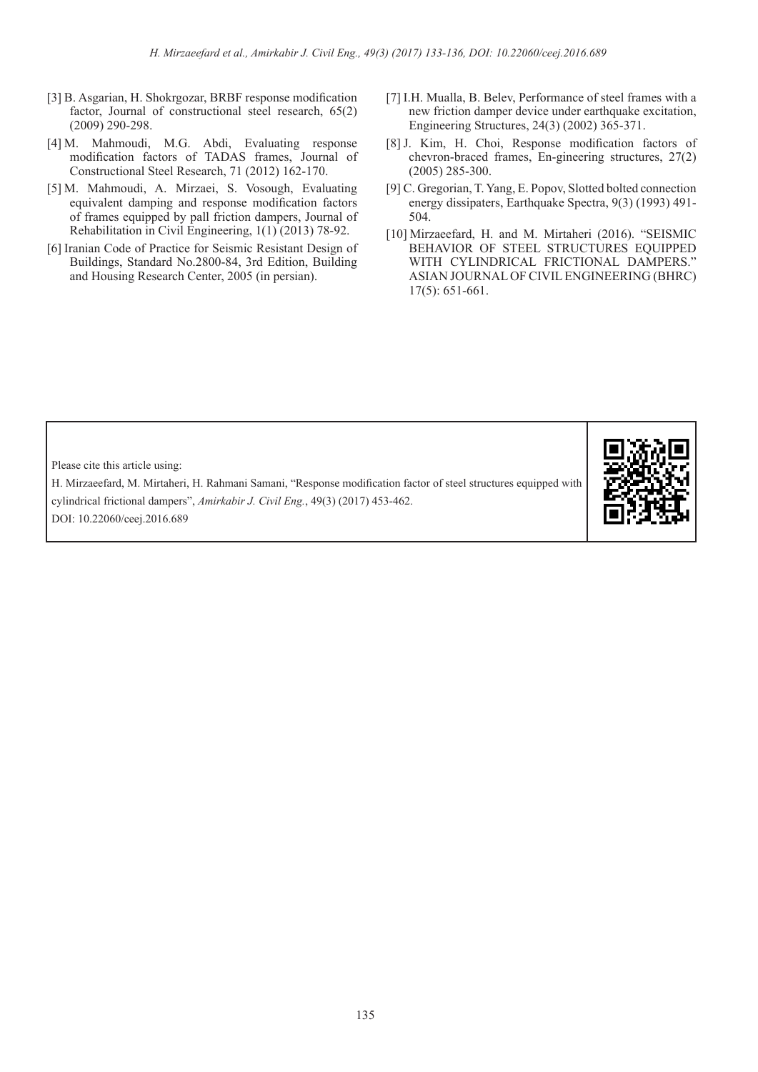[3] B. Asgarian, H. Shokrgozar, BRBF response modification factor, Journal of constructional steel research, 65(2) (2009) 290-298.

[4] M. Mahmoudi, M.G. Abdi, Evaluating response modification factors of TADAS frames, Journal of Constructional Steel Research, 71 (2012) 162-170.

[5] M. Mahmoudi, A. Mirzaei, S. Vosough, Evaluating equivalent damping and response modification factors of frames equipped by pall friction dampers, Journal of Rehabilitation in Civil Engineering, 1(1) (2013) 78-92.

[6] Iranian Code of Practice for Seismic Resistant Design of Buildings, Standard No.2800-84, 3rd Edition, Building and Housing Research Center, 2005 (in persian).

[7] I.H. Mualla, B. Belev, Performance of steel frames with a new friction damper device under earthquake excitation, Engineering Structures, 24(3) (2002) 365-371.

[8] J. Kim, H. Choi, Response modification factors of chevron-braced frames, En-gineering structures, 27(2) (2005) 285-300.

[9] C. Gregorian, T. Yang, E. Popov, Slotted bolted connection energy dissipaters, Earthquake Spectra, 9(3) (1993) 491-504.

[10] Mirzaeefard, H. and M. Mirtaheri (2016). "SEISMIC BEHAVIOR OF STEEL STRUCTURES EQUIPPED WITH CYLINDRICAL FRICTIONAL DAMPERS." ASIAN JOURNAL OF CIVIL ENGINEERING (BHRC) 17(5): 651-661.

Please cite this article using:

H. Mirzaeefard, M. Mirtaheri, H. Rahmani Samani, "Response modification factor of steel structures equipped with cylindrical frictional dampers", *Amirkabir J. Civil Eng.*, 49(3) (2017) 453-462.

DOI: 10.22060/ceej.2016.689